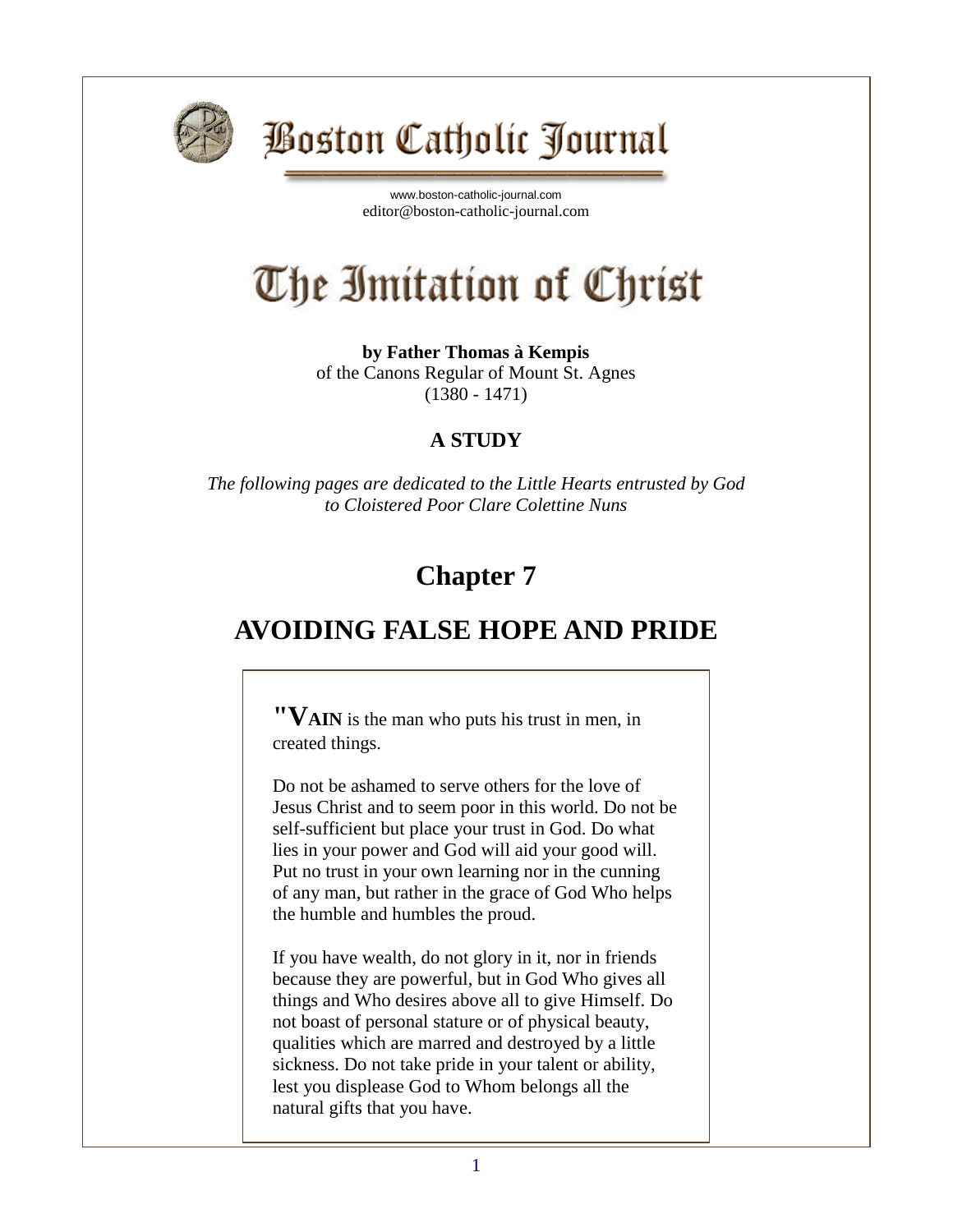# Boston Catholic Journal

www.boston-catholic-journal.com
editor@boston-catholic-journal.com

# The Imitation of Christ

**by Father Thomas à Kempis**
of the Canons Regular of Mount St. Agnes
(1380 - 1471)

**A STUDY**

*The following pages are dedicated to the Little Hearts entrusted by God to Cloistered Poor Clare Colettine Nuns*

## Chapter 7

## AVOIDING FALSE HOPE AND PRIDE

**"VAIN** is the man who puts his trust in men, in created things.

Do not be ashamed to serve others for the love of Jesus Christ and to seem poor in this world. Do not be self-sufficient but place your trust in God. Do what lies in your power and God will aid your good will. Put no trust in your own learning nor in the cunning of any man, but rather in the grace of God Who helps the humble and humbles the proud.

If you have wealth, do not glory in it, nor in friends because they are powerful, but in God Who gives all things and Who desires above all to give Himself. Do not boast of personal stature or of physical beauty, qualities which are marred and destroyed by a little sickness. Do not take pride in your talent or ability, lest you displease God to Whom belongs all the natural gifts that you have.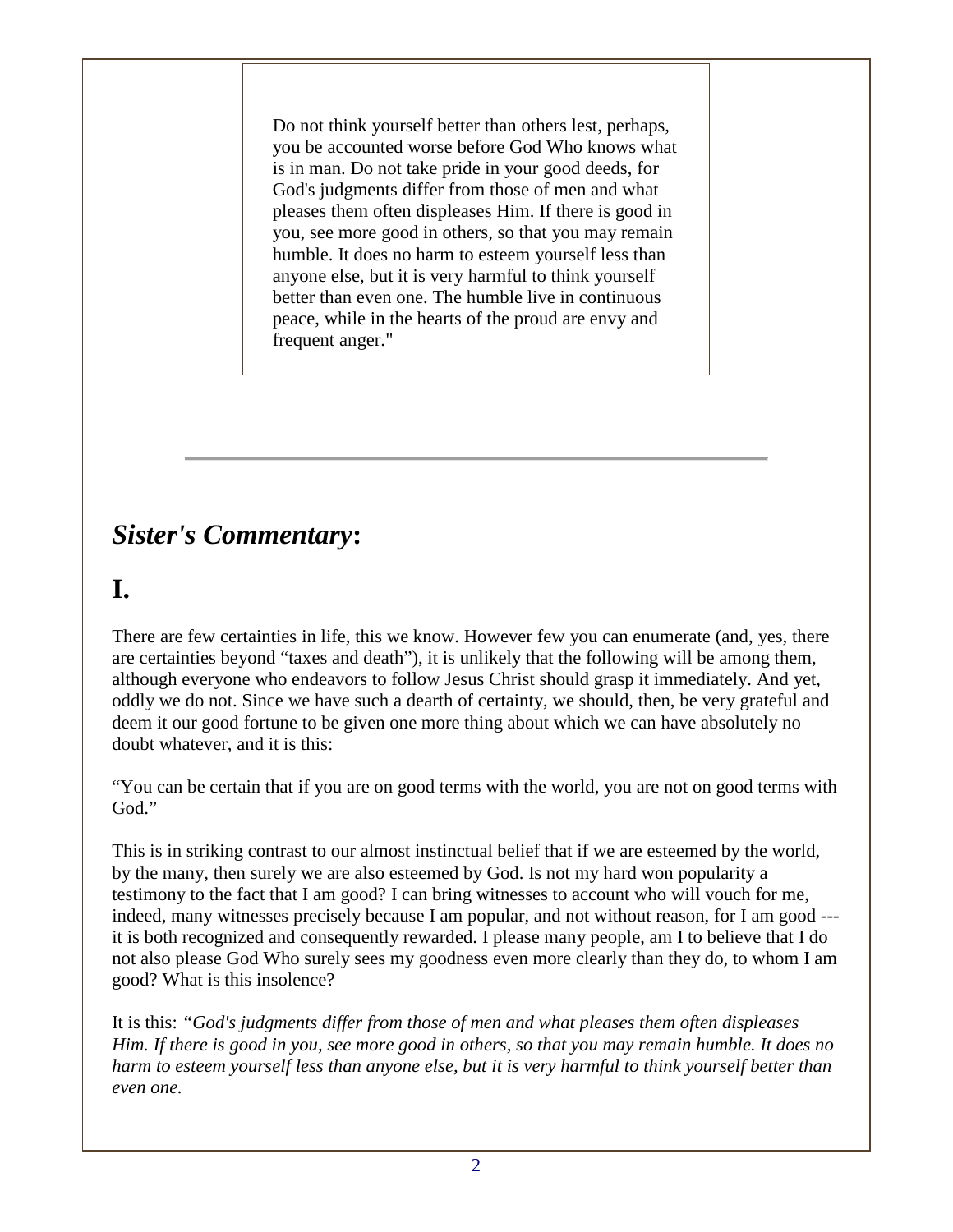> Do not think yourself better than others lest, perhaps, you be accounted worse before God Who knows what is in man. Do not take pride in your good deeds, for God's judgments differ from those of men and what pleases them often displeases Him. If there is good in you, see more good in others, so that you may remain humble. It does no harm to esteem yourself less than anyone else, but it is very harmful to think yourself better than even one. The humble live in continuous peace, while in the hearts of the proud are envy and frequent anger."

---

## ***Sister's Commentary*:**

# I.

There are few certainties in life, this we know. However few you can enumerate (and, yes, there are certainties beyond "taxes and death"), it is unlikely that the following will be among them, although everyone who endeavors to follow Jesus Christ should grasp it immediately. And yet, oddly we do not. Since we have such a dearth of certainty, we should, then, be very grateful and deem it our good fortune to be given one more thing about which we can have absolutely no doubt whatever, and it is this:

"You can be certain that if you are on good terms with the world, you are not on good terms with God."

This is in striking contrast to our almost instinctual belief that if we are esteemed by the world, by the many, then surely we are also esteemed by God. Is not my hard won popularity a testimony to the fact that I am good? I can bring witnesses to account who will vouch for me, indeed, many witnesses precisely because I am popular, and not without reason, for I am good --- it is both recognized and consequently rewarded. I please many people, am I to believe that I do not also please God Who surely sees my goodness even more clearly than they do, to whom I am good? What is this insolence?

It is this: *"God's judgments differ from those of men and what pleases them often displeases Him. If there is good in you, see more good in others, so that you may remain humble. It does no harm to esteem yourself less than anyone else, but it is very harmful to think yourself better than even one.*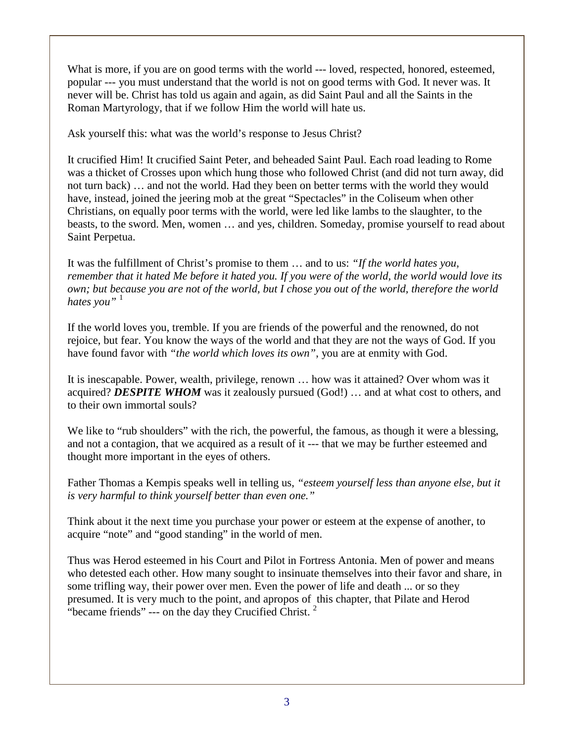What is more, if you are on good terms with the world --- loved, respected, honored, esteemed, popular --- you must understand that the world is not on good terms with God. It never was. It never will be. Christ has told us again and again, as did Saint Paul and all the Saints in the Roman Martyrology, that if we follow Him the world will hate us.

Ask yourself this: what was the world's response to Jesus Christ?

It crucified Him! It crucified Saint Peter, and beheaded Saint Paul. Each road leading to Rome was a thicket of Crosses upon which hung those who followed Christ (and did not turn away, did not turn back) … and not the world. Had they been on better terms with the world they would have, instead, joined the jeering mob at the great "Spectacles" in the Coliseum when other Christians, on equally poor terms with the world, were led like lambs to the slaughter, to the beasts, to the sword. Men, women … and yes, children. Someday, promise yourself to read about Saint Perpetua.

It was the fulfillment of Christ's promise to them … and to us: *"If the world hates you, remember that it hated Me before it hated you. If you were of the world, the world would love its own; but because you are not of the world, but I chose you out of the world, therefore the world hates you"* [1]

If the world loves you, tremble. If you are friends of the powerful and the renowned, do not rejoice, but fear. You know the ways of the world and that they are not the ways of God. If you have found favor with *"the world which loves its own"*, you are at enmity with God.

It is inescapable. Power, wealth, privilege, renown … how was it attained? Over whom was it acquired? ***DESPITE WHOM*** was it zealously pursued (God!) … and at what cost to others, and to their own immortal souls?

We like to "rub shoulders" with the rich, the powerful, the famous, as though it were a blessing, and not a contagion, that we acquired as a result of it --- that we may be further esteemed and thought more important in the eyes of others.

Father Thomas a Kempis speaks well in telling us, *"esteem yourself less than anyone else, but it is very harmful to think yourself better than even one."*

Think about it the next time you purchase your power or esteem at the expense of another, to acquire "note" and "good standing" in the world of men.

Thus was Herod esteemed in his Court and Pilot in Fortress Antonia. Men of power and means who detested each other. How many sought to insinuate themselves into their favor and share, in some trifling way, their power over men. Even the power of life and death ... or so they presumed. It is very much to the point, and apropos of this chapter, that Pilate and Herod "became friends" --- on the day they Crucified Christ. [2]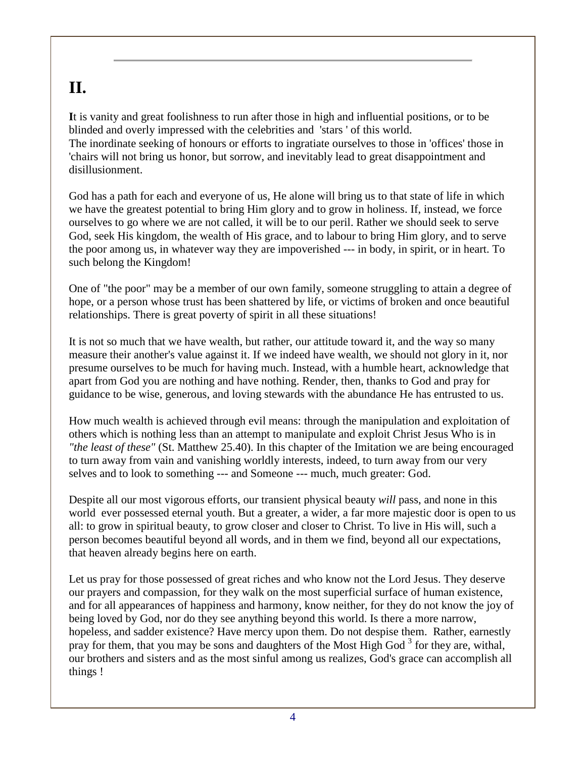---

# II.

**I**t is vanity and great foolishness to run after those in high and influential positions, or to be blinded and overly impressed with the celebrities and 'stars ' of this world.
The inordinate seeking of honours or efforts to ingratiate ourselves to those in 'offices' those in 'chairs will not bring us honor, but sorrow, and inevitably lead to great disappointment and disillusionment.

God has a path for each and everyone of us, He alone will bring us to that state of life in which we have the greatest potential to bring Him glory and to grow in holiness. If, instead, we force ourselves to go where we are not called, it will be to our peril. Rather we should seek to serve God, seek His kingdom, the wealth of His grace, and to labour to bring Him glory, and to serve the poor among us, in whatever way they are impoverished --- in body, in spirit, or in heart. To such belong the Kingdom!

One of "the poor" may be a member of our own family, someone struggling to attain a degree of hope, or a person whose trust has been shattered by life, or victims of broken and once beautiful relationships. There is great poverty of spirit in all these situations!

It is not so much that we have wealth, but rather, our attitude toward it, and the way so many measure their another's value against it. If we indeed have wealth, we should not glory in it, nor presume ourselves to be much for having much. Instead, with a humble heart, acknowledge that apart from God you are nothing and have nothing. Render, then, thanks to God and pray for guidance to be wise, generous, and loving stewards with the abundance He has entrusted to us.

How much wealth is achieved through evil means: through the manipulation and exploitation of others which is nothing less than an attempt to manipulate and exploit Christ Jesus Who is in *"the least of these"* (St. Matthew 25.40). In this chapter of the Imitation we are being encouraged to turn away from vain and vanishing worldly interests, indeed, to turn away from our very selves and to look to something --- and Someone --- much, much greater: God.

Despite all our most vigorous efforts, our transient physical beauty *will* pass, and none in this world ever possessed eternal youth. But a greater, a wider, a far more majestic door is open to us all: to grow in spiritual beauty, to grow closer and closer to Christ. To live in His will, such a person becomes beautiful beyond all words, and in them we find, beyond all our expectations, that heaven already begins here on earth.

Let us pray for those possessed of great riches and who know not the Lord Jesus. They deserve our prayers and compassion, for they walk on the most superficial surface of human existence, and for all appearances of happiness and harmony, know neither, for they do not know the joy of being loved by God, nor do they see anything beyond this world. Is there a more narrow, hopeless, and sadder existence? Have mercy upon them. Do not despise them. Rather, earnestly pray for them, that you may be sons and daughters of the Most High God [3] for they are, withal, our brothers and sisters and as the most sinful among us realizes, God's grace can accomplish all things !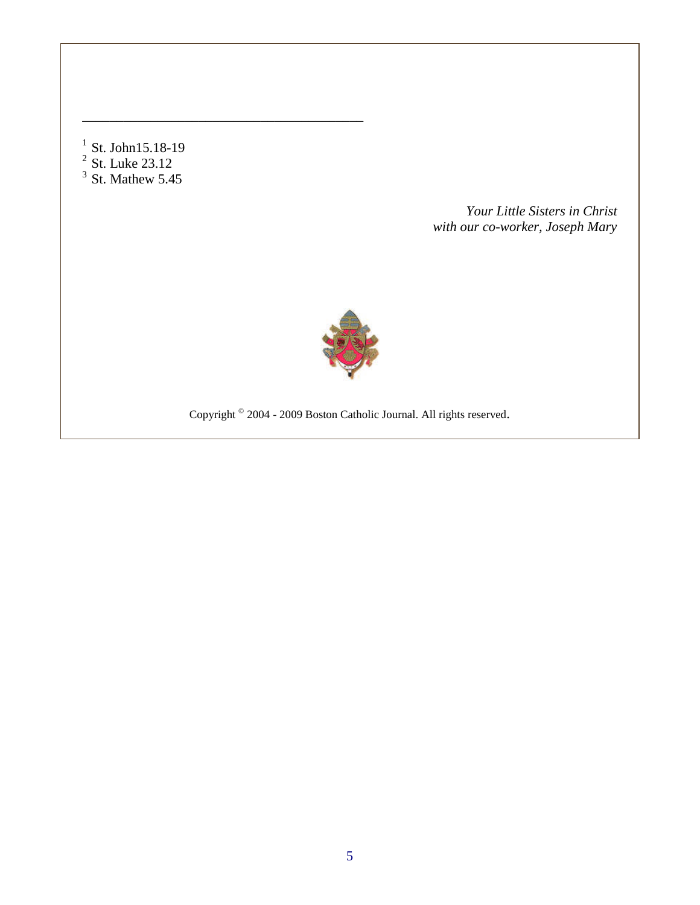---

[1] St. John15.18-19
[2] St. Luke 23.12
[3] St. Mathew 5.45

*Your Little Sisters in Christ*
*with our co-worker, Joseph Mary*

Copyright © 2004 - 2009 Boston Catholic Journal. All rights reserved.